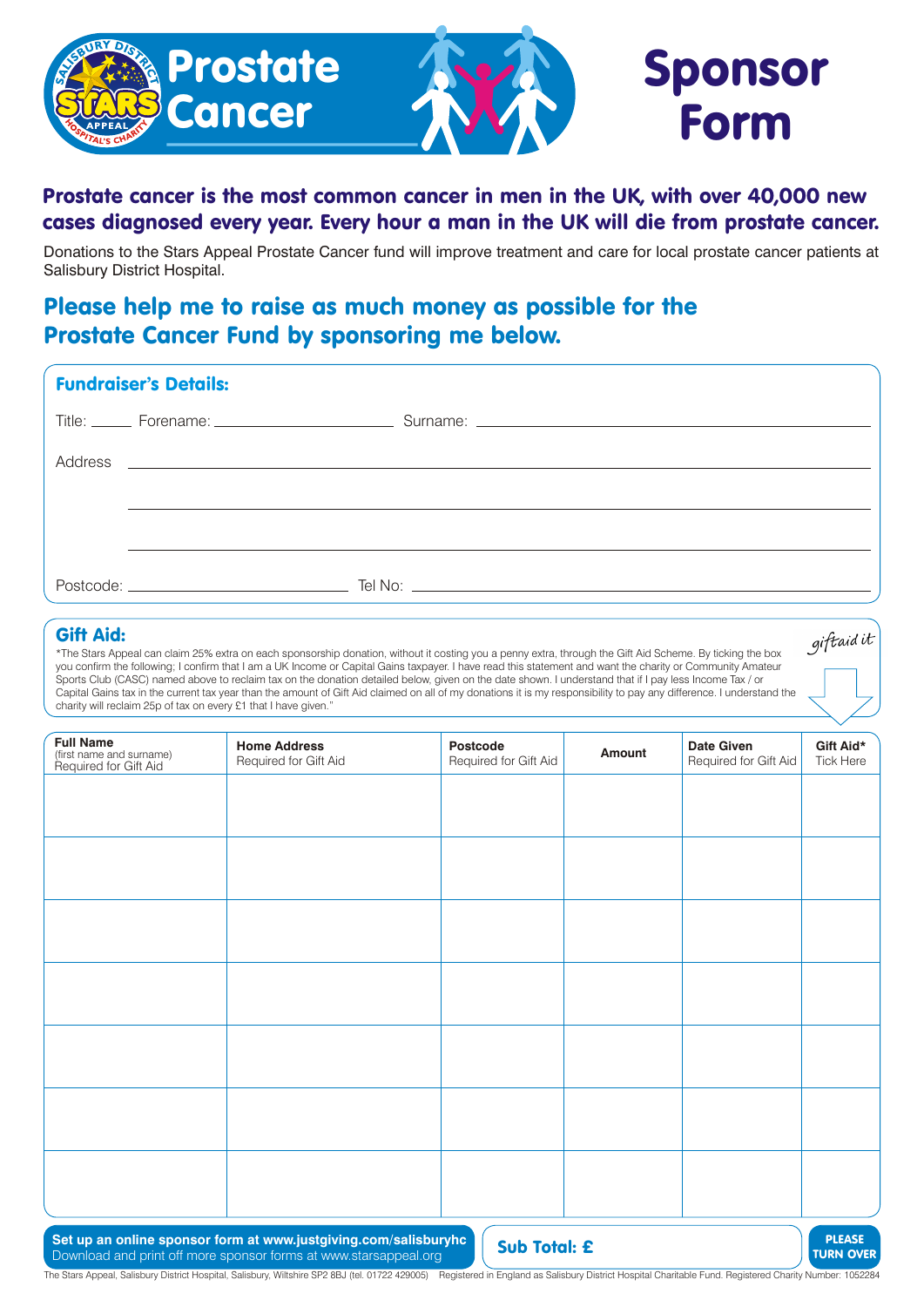# Prostate Cancer

# Sponsor Form

**Prostate cancer is the most common cancer in men in the UK, with over 40,000 new cases diagnosed every year. Every hour a man in the UK will die from prostate cancer.**

Donations to the Stars Appeal Prostate Cancer fund will improve treatment and care for local prostate cancer patients at Salisbury District Hospital.

## Please help me to raise as much money as possible for the Prostate Cancer Fund by sponsoring me below.

### Fundraiser's Details:

Title: ______ Forename: ______________________ Surname: ______________________

Address ____________________________________________

____________________________________________

____________________________________________

Postcode: ______________________ Tel No: ______________________

### Gift Aid:

giftaid it

*The Stars Appeal can claim 25% extra on each sponsorship donation, without it costing you a penny extra, through the Gift Aid Scheme. By ticking the box you confirm the following; I confirm that I am a UK Income or Capital Gains taxpayer. I have read this statement and want the charity or Community Amateur Sports Club (CASC) named above to reclaim tax on the donation detailed below, given on the date shown. I understand that if I pay less Income Tax / or Capital Gains tax in the current tax year than the amount of Gift Aid claimed on all of my donations it is my responsibility to pay any difference. I understand the charity will reclaim 25p of tax on every £1 that I have given."

| Full Name (first name and surname) Required for Gift Aid | Home Address Required for Gift Aid | Postcode Required for Gift Aid | Amount | Date Given Required for Gift Aid | Gift Aid* Tick Here |
|---|---|---|---|---|---|
| | | | | | |
| | | | | | |
| | | | | | |
| | | | | | |
| | | | | | |
| | | | | | |
| | | | | | |

**Set up an online sponsor form at www.justgiving.com/salisburyhc**
Download and print off more sponsor forms at www.starsappeal.org

**Sub Total: £**

**PLEASE TURN OVER**

The Stars Appeal, Salisbury District Hospital, Salisbury, Wiltshire SP2 8BJ (tel. 01722 429005) Registered in England as Salisbury District Hospital Charitable Fund. Registered Charity Number: 1052284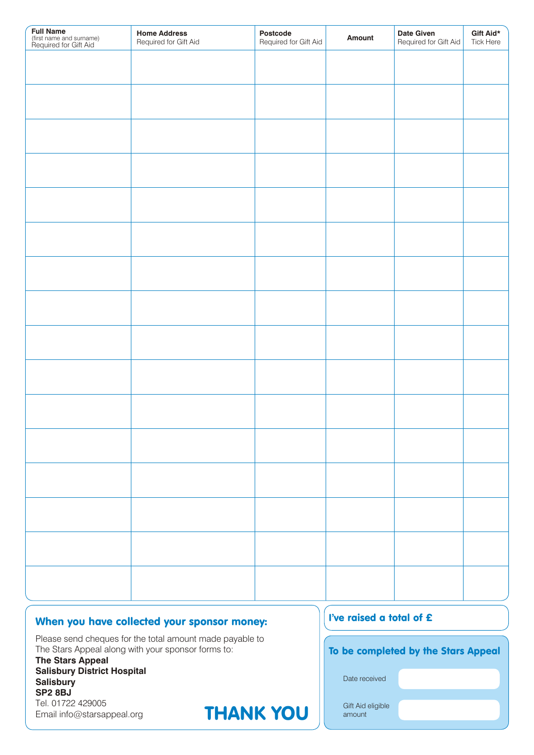| Full Name (first name and surname) Required for Gift Aid | Home Address Required for Gift Aid | Postcode Required for Gift Aid | Amount | Date Given Required for Gift Aid | Gift Aid* Tick Here |
|---|---|---|---|---|---|
| | | | | | |
| | | | | | |
| | | | | | |
| | | | | | |
| | | | | | |
| | | | | | |
| | | | | | |
| | | | | | |
| | | | | | |
| | | | | | |
| | | | | | |
| | | | | | |
| | | | | | |
| | | | | | |
| | | | | | |
| | | | | | |

## When you have collected your sponsor money:

Please send cheques for the total amount made payable to The Stars Appeal along with your sponsor forms to:

**The Stars Appeal**
**Salisbury District Hospital**
**Salisbury**
**SP2 8BJ**
Tel. 01722 429005
Email info@starsappeal.org

**THANK YOU**

**I've raised a total of £**

**To be completed by the Stars Appeal**

Date received

Gift Aid eligible amount